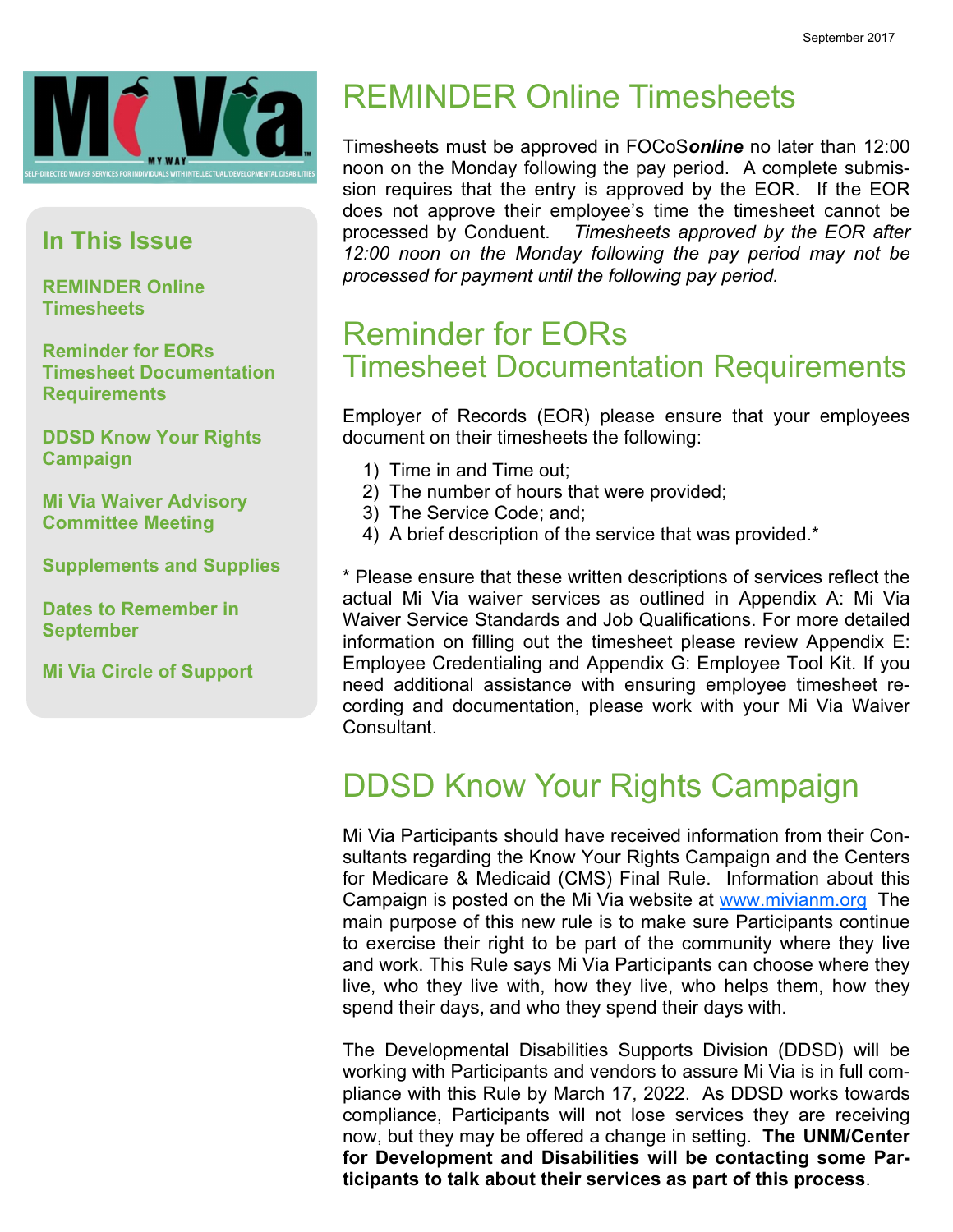September 2017

Mi Via MY WAY
SELF-DIRECTED WAIVER SERVICES FOR INDIVIDUALS WITH INTELLECTUAL/DEVELOPMENTAL DISABILITIES

## In This Issue

**REMINDER Online Timesheets**

**Reminder for EORs Timesheet Documentation Requirements**

**DDSD Know Your Rights Campaign**

**Mi Via Waiver Advisory Committee Meeting**

**Supplements and Supplies**

**Dates to Remember in September**

**Mi Via Circle of Support**

# REMINDER Online Timesheets

Timesheets must be approved in FOCoS***online*** no later than 12:00 noon on the Monday following the pay period. A complete submission requires that the entry is approved by the EOR. If the EOR does not approve their employee's time the timesheet cannot be processed by Conduent. *Timesheets approved by the EOR after 12:00 noon on the Monday following the pay period may not be processed for payment until the following pay period.*

# Reminder for EORs Timesheet Documentation Requirements

Employer of Records (EOR) please ensure that your employees document on their timesheets the following:

1) Time in and Time out;
2) The number of hours that were provided;
3) The Service Code; and;
4) A brief description of the service that was provided.*

* Please ensure that these written descriptions of services reflect the actual Mi Via waiver services as outlined in Appendix A: Mi Via Waiver Service Standards and Job Qualifications. For more detailed information on filling out the timesheet please review Appendix E: Employee Credentialing and Appendix G: Employee Tool Kit. If you need additional assistance with ensuring employee timesheet recording and documentation, please work with your Mi Via Waiver Consultant.

# DDSD Know Your Rights Campaign

Mi Via Participants should have received information from their Consultants regarding the Know Your Rights Campaign and the Centers for Medicare & Medicaid (CMS) Final Rule. Information about this Campaign is posted on the Mi Via website at www.mivianm.org The main purpose of this new rule is to make sure Participants continue to exercise their right to be part of the community where they live and work. This Rule says Mi Via Participants can choose where they live, who they live with, how they live, who helps them, how they spend their days, and who they spend their days with.

The Developmental Disabilities Supports Division (DDSD) will be working with Participants and vendors to assure Mi Via is in full compliance with this Rule by March 17, 2022. As DDSD works towards compliance, Participants will not lose services they are receiving now, but they may be offered a change in setting. **The UNM/Center for Development and Disabilities will be contacting some Participants to talk about their services as part of this process**.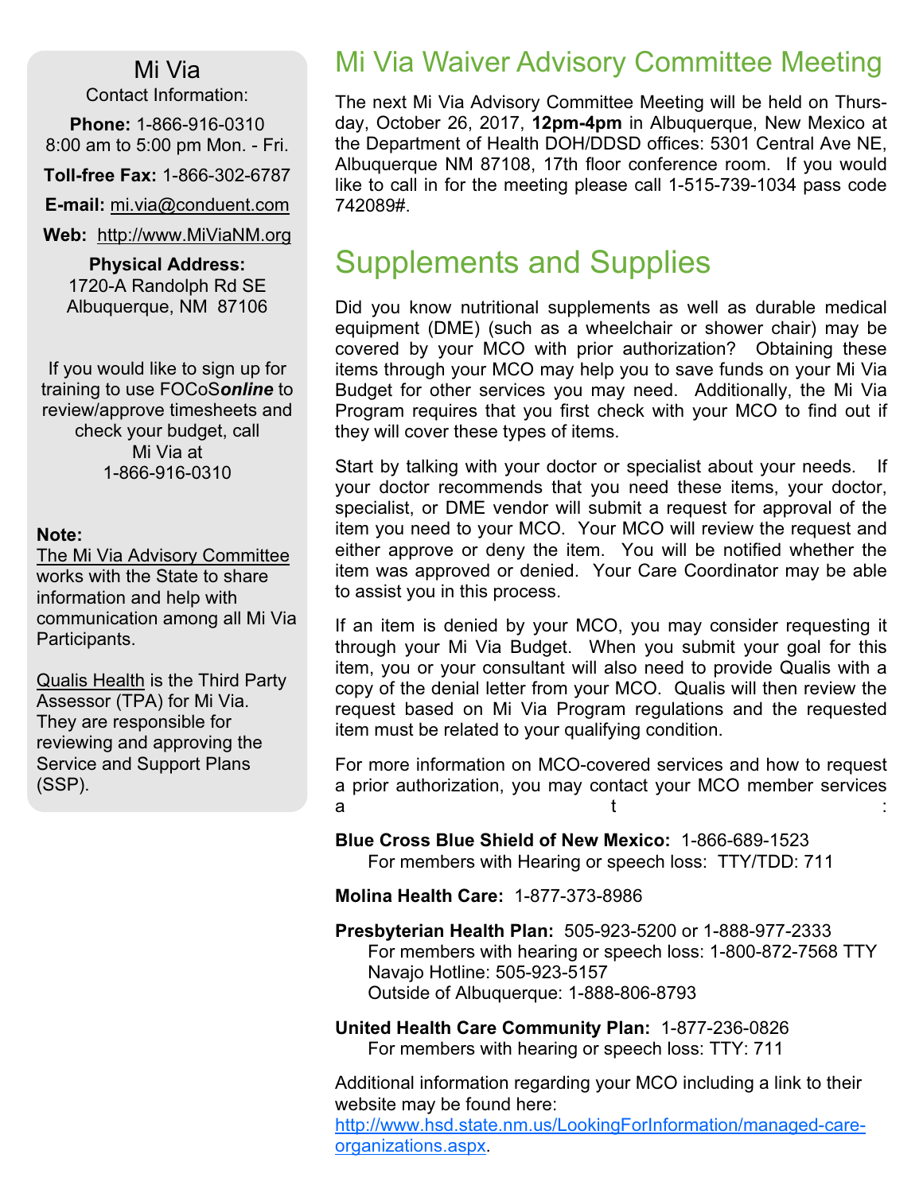## Mi Via

Contact Information:

**Phone:** 1-866-916-0310
8:00 am to 5:00 pm Mon. - Fri.

**Toll-free Fax:** 1-866-302-6787

**E-mail:** mi.via@conduent.com

**Web:** http://www.MiViaNM.org

**Physical Address:**
1720-A Randolph Rd SE
Albuquerque, NM 87106

If you would like to sign up for training to use FOCoS***online*** to review/approve timesheets and check your budget, call Mi Via at 1-866-916-0310

**Note:**
The Mi Via Advisory Committee works with the State to share information and help with communication among all Mi Via Participants.

Qualis Health is the Third Party Assessor (TPA) for Mi Via. They are responsible for reviewing and approving the Service and Support Plans (SSP).

# Mi Via Waiver Advisory Committee Meeting

The next Mi Via Advisory Committee Meeting will be held on Thursday, October 26, 2017, **12pm-4pm** in Albuquerque, New Mexico at the Department of Health DOH/DDSD offices: 5301 Central Ave NE, Albuquerque NM 87108, 17th floor conference room. If you would like to call in for the meeting please call 1-515-739-1034 pass code 742089#.

# Supplements and Supplies

Did you know nutritional supplements as well as durable medical equipment (DME) (such as a wheelchair or shower chair) may be covered by your MCO with prior authorization? Obtaining these items through your MCO may help you to save funds on your Mi Via Budget for other services you may need. Additionally, the Mi Via Program requires that you first check with your MCO to find out if they will cover these types of items.

Start by talking with your doctor or specialist about your needs. If your doctor recommends that you need these items, your doctor, specialist, or DME vendor will submit a request for approval of the item you need to your MCO. Your MCO will review the request and either approve or deny the item. You will be notified whether the item was approved or denied. Your Care Coordinator may be able to assist you in this process.

If an item is denied by your MCO, you may consider requesting it through your Mi Via Budget. When you submit your goal for this item, you or your consultant will also need to provide Qualis with a copy of the denial letter from your MCO. Qualis will then review the request based on Mi Via Program regulations and the requested item must be related to your qualifying condition.

For more information on MCO-covered services and how to request a prior authorization, you may contact your MCO member services at:

**Blue Cross Blue Shield of New Mexico:** 1-866-689-1523
For members with Hearing or speech loss: TTY/TDD: 711

**Molina Health Care:** 1-877-373-8986

**Presbyterian Health Plan:** 505-923-5200 or 1-888-977-2333
For members with hearing or speech loss: 1-800-872-7568 TTY
Navajo Hotline: 505-923-5157
Outside of Albuquerque: 1-888-806-8793

**United Health Care Community Plan:** 1-877-236-0826
For members with hearing or speech loss: TTY: 711

Additional information regarding your MCO including a link to their website may be found here: http://www.hsd.state.nm.us/LookingForInformation/managed-care-organizations.aspx.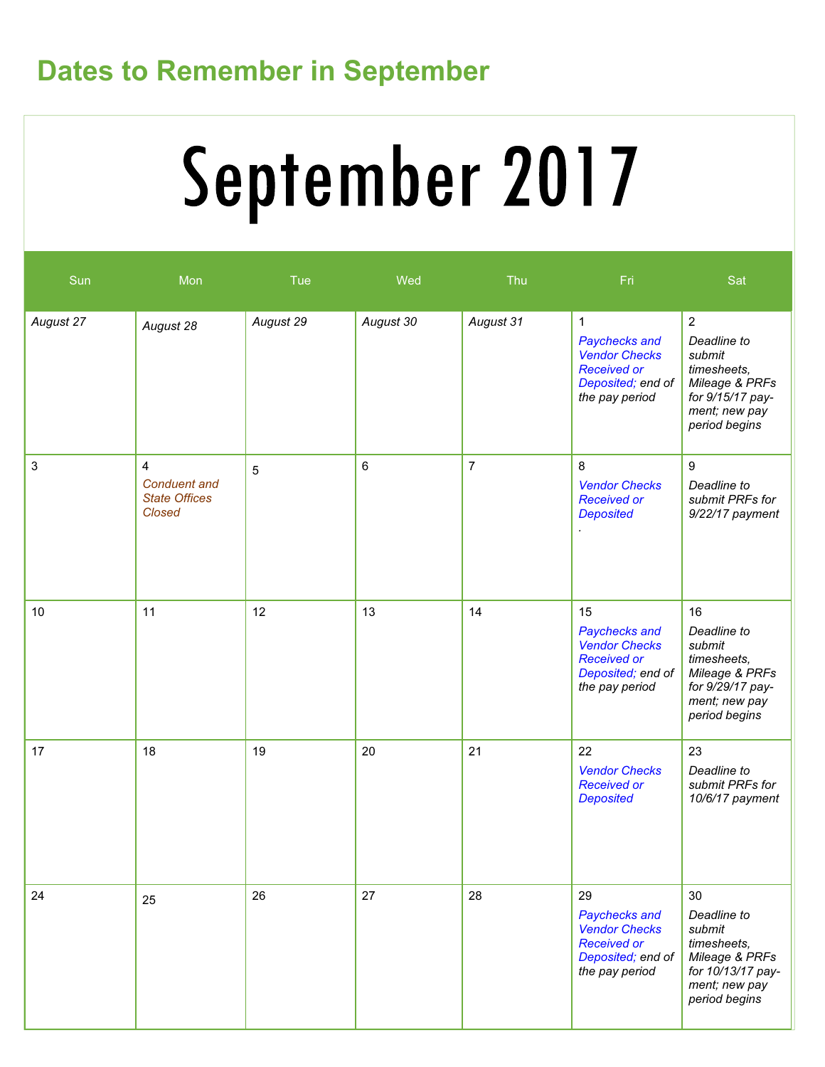## Dates to Remember in September

# September 2017

| Sun | Mon | Tue | Wed | Thu | Fri | Sat |
| --- | --- | --- | --- | --- | --- | --- |
| *August 27* | *August 28* | *August 29* | *August 30* | *August 31* | 1 *Paychecks and Vendor Checks Received or Deposited; end of the pay period* | 2 *Deadline to submit timesheets, Mileage & PRFs for 9/15/17 pay-ment; new pay period begins* |
| 3 | 4 *Conduent and State Offices Closed* | 5 | 6 | 7 | 8 *Vendor Checks Received or Deposited* . | 9 *Deadline to submit PRFs for 9/22/17 payment* |
| 10 | 11 | 12 | 13 | 14 | 15 *Paychecks and Vendor Checks Received or Deposited; end of the pay period* | 16 *Deadline to submit timesheets, Mileage & PRFs for 9/29/17 pay-ment; new pay period begins* |
| 17 | 18 | 19 | 20 | 21 | 22 *Vendor Checks Received or Deposited* | 23 *Deadline to submit PRFs for 10/6/17 payment* |
| 24 | 25 | 26 | 27 | 28 | 29 *Paychecks and Vendor Checks Received or Deposited; end of the pay period* | 30 *Deadline to submit timesheets, Mileage & PRFs for 10/13/17 pay-ment; new pay period begins* |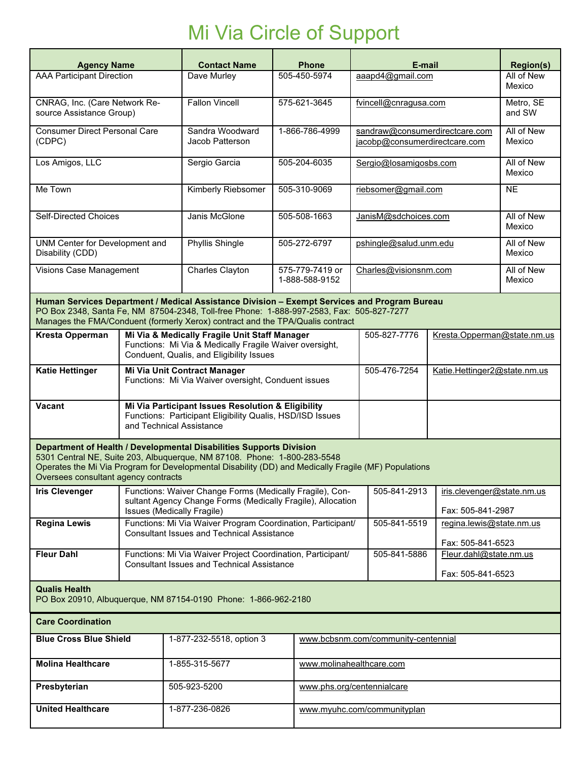# Mi Via Circle of Support

| Agency Name | Contact Name | Phone | E-mail | Region(s) |
|---|---|---|---|---|
| AAA Participant Direction | Dave Murley | 505-450-5974 | aaapd4@gmail.com | All of New Mexico |
| CNRAG, Inc. (Care Network Resource Assistance Group) | Fallon Vincell | 575-621-3645 | fvincell@cnragusa.com | Metro, SE and SW |
| Consumer Direct Personal Care (CDPC) | Sandra Woodward<br>Jacob Patterson | 1-866-786-4999 | sandraw@consumerdirectcare.com<br>jacobp@consumerdirectcare.com | All of New Mexico |
| Los Amigos, LLC | Sergio Garcia | 505-204-6035 | Sergio@losamigosbs.com | All of New Mexico |
| Me Town | Kimberly Riebsomer | 505-310-9069 | riebsomer@gmail.com | NE |
| Self-Directed Choices | Janis McGlone | 505-508-1663 | JanisM@sdchoices.com | All of New Mexico |
| UNM Center for Development and Disability (CDD) | Phyllis Shingle | 505-272-6797 | pshingle@salud.unm.edu | All of New Mexico |
| Visions Case Management | Charles Clayton | 575-779-7419 or 1-888-588-9152 | Charles@visionsnm.com | All of New Mexico |

**Human Services Department / Medical Assistance Division – Exempt Services and Program Bureau**
PO Box 2348, Santa Fe, NM 87504-2348, Toll-free Phone: 1-888-997-2583, Fax: 505-827-7277
Manages the FMA/Conduent (formerly Xerox) contract and the TPA/Qualis contract

| | | | |
|---|---|---|---|
| **Kresta Opperman** | **Mi Via & Medically Fragile Unit Staff Manager**<br>Functions: Mi Via & Medically Fragile Waiver oversight, Conduent, Qualis, and Eligibility Issues | 505-827-7776 | Kresta.Opperman@state.nm.us |
| **Katie Hettinger** | **Mi Via Unit Contract Manager**<br>Functions: Mi Via Waiver oversight, Conduent issues | 505-476-7254 | Katie.Hettinger2@state.nm.us |
| **Vacant** | **Mi Via Participant Issues Resolution & Eligibility**<br>Functions: Participant Eligibility Qualis, HSD/ISD Issues and Technical Assistance | | |

**Department of Health / Developmental Disabilities Supports Division**
5301 Central NE, Suite 203, Albuquerque, NM 87108. Phone: 1-800-283-5548
Operates the Mi Via Program for Developmental Disability (DD) and Medically Fragile (MF) Populations
Oversees consultant agency contracts

| | | | |
|---|---|---|---|
| **Iris Clevenger** | Functions: Waiver Change Forms (Medically Fragile), Consultant Agency Change Forms (Medically Fragile), Allocation Issues (Medically Fragile) | 505-841-2913 | iris.clevenger@state.nm.us<br>Fax: 505-841-2987 |
| **Regina Lewis** | Functions: Mi Via Waiver Program Coordination, Participant/ Consultant Issues and Technical Assistance | 505-841-5519 | regina.lewis@state.nm.us<br>Fax: 505-841-6523 |
| **Fleur Dahl** | Functions: Mi Via Waiver Project Coordination, Participant/ Consultant Issues and Technical Assistance | 505-841-5886 | Fleur.dahl@state.nm.us<br>Fax: 505-841-6523 |

**Qualis Health**
PO Box 20910, Albuquerque, NM 87154-0190 Phone: 1-866-962-2180

**Care Coordination**

| | | |
|---|---|---|
| **Blue Cross Blue Shield** | 1-877-232-5518, option 3 | www.bcbsnm.com/community-centennial |
| **Molina Healthcare** | 1-855-315-5677 | www.molinahealthcare.com |
| **Presbyterian** | 505-923-5200 | www.phs.org/centennialcare |
| **United Healthcare** | 1-877-236-0826 | www.myuhc.com/communityplan |